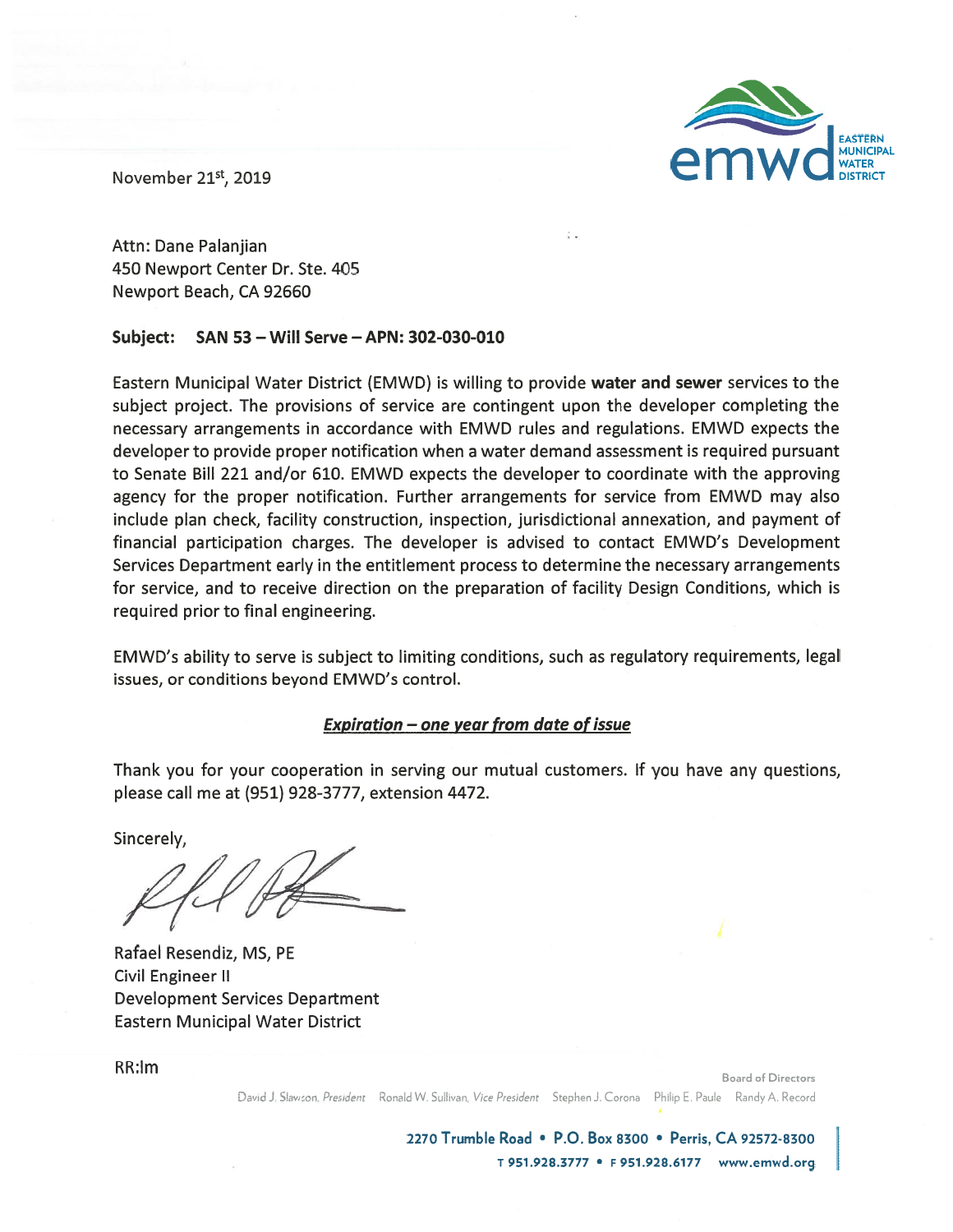EASTERN MUNICIPAL WATER DISTRICT

November 21st, 2019

Attn: Dane Palanjian
450 Newport Center Dr. Ste. 405
Newport Beach, CA 92660

**Subject: SAN 53 – Will Serve – APN: 302-030-010**

Eastern Municipal Water District (EMWD) is willing to provide **water and sewer** services to the subject project. The provisions of service are contingent upon the developer completing the necessary arrangements in accordance with EMWD rules and regulations. EMWD expects the developer to provide proper notification when a water demand assessment is required pursuant to Senate Bill 221 and/or 610. EMWD expects the developer to coordinate with the approving agency for the proper notification. Further arrangements for service from EMWD may also include plan check, facility construction, inspection, jurisdictional annexation, and payment of financial participation charges. The developer is advised to contact EMWD's Development Services Department early in the entitlement process to determine the necessary arrangements for service, and to receive direction on the preparation of facility Design Conditions, which is required prior to final engineering.

EMWD's ability to serve is subject to limiting conditions, such as regulatory requirements, legal issues, or conditions beyond EMWD's control.

***Expiration – one year from date of issue***

Thank you for your cooperation in serving our mutual customers. If you have any questions, please call me at (951) 928-3777, extension 4472.

Sincerely,

Rafael Resendiz, MS, PE
Civil Engineer II
Development Services Department
Eastern Municipal Water District

RR:lm

Board of Directors
David J. Slawson, *President* Ronald W. Sullivan, *Vice President* Stephen J. Corona Philip E. Paule Randy A. Record

2270 Trumble Road • P.O. Box 8300 • Perris, CA 92572-8300
T 951.928.3777 • F 951.928.6177 www.emwd.org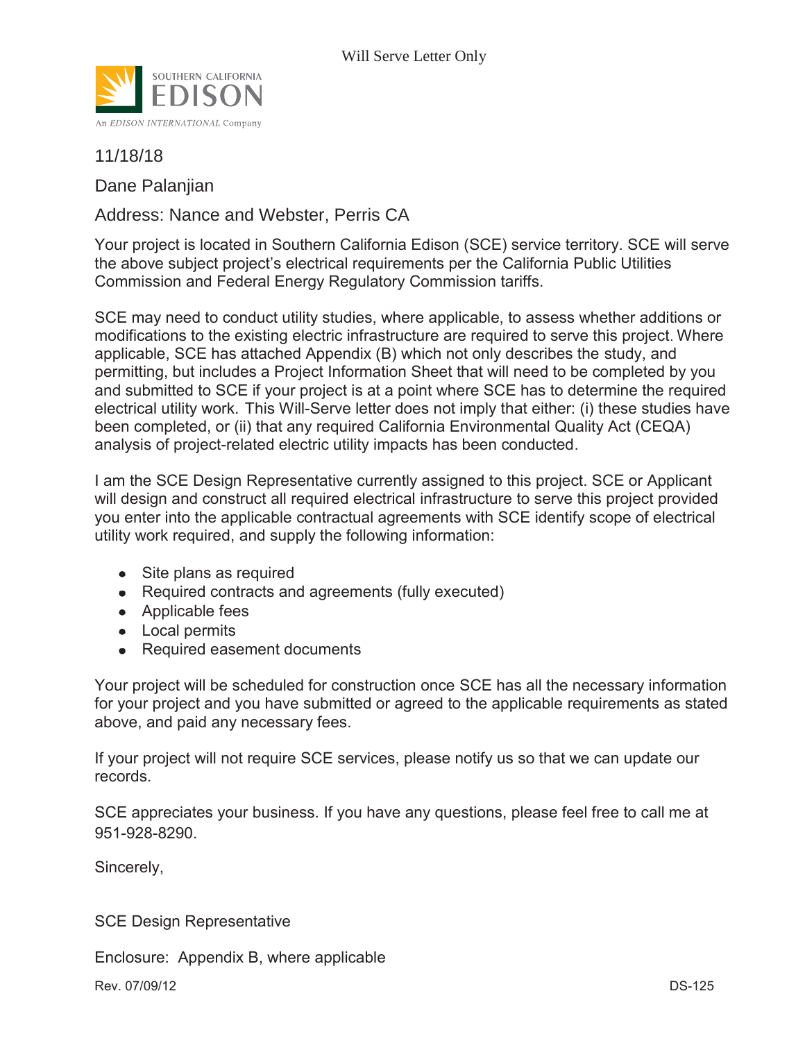Will Serve Letter Only

SOUTHERN CALIFORNIA
EDISON
An EDISON INTERNATIONAL Company

11/18/18

Dane Palanjian

Address: Nance and Webster, Perris CA

Your project is located in Southern California Edison (SCE) service territory. SCE will serve the above subject project's electrical requirements per the California Public Utilities Commission and Federal Energy Regulatory Commission tariffs.

SCE may need to conduct utility studies, where applicable, to assess whether additions or modifications to the existing electric infrastructure are required to serve this project. Where applicable, SCE has attached Appendix (B) which not only describes the study, and permitting, but includes a Project Information Sheet that will need to be completed by you and submitted to SCE if your project is at a point where SCE has to determine the required electrical utility work. This Will-Serve letter does not imply that either: (i) these studies have been completed, or (ii) that any required California Environmental Quality Act (CEQA) analysis of project-related electric utility impacts has been conducted.

I am the SCE Design Representative currently assigned to this project. SCE or Applicant will design and construct all required electrical infrastructure to serve this project provided you enter into the applicable contractual agreements with SCE identify scope of electrical utility work required, and supply the following information:

- Site plans as required
- Required contracts and agreements (fully executed)
- Applicable fees
- Local permits
- Required easement documents

Your project will be scheduled for construction once SCE has all the necessary information for your project and you have submitted or agreed to the applicable requirements as stated above, and paid any necessary fees.

If your project will not require SCE services, please notify us so that we can update our records.

SCE appreciates your business. If you have any questions, please feel free to call me at 951-928-8290.

Sincerely,

SCE Design Representative

Enclosure: Appendix B, where applicable

Rev. 07/09/12 DS-125